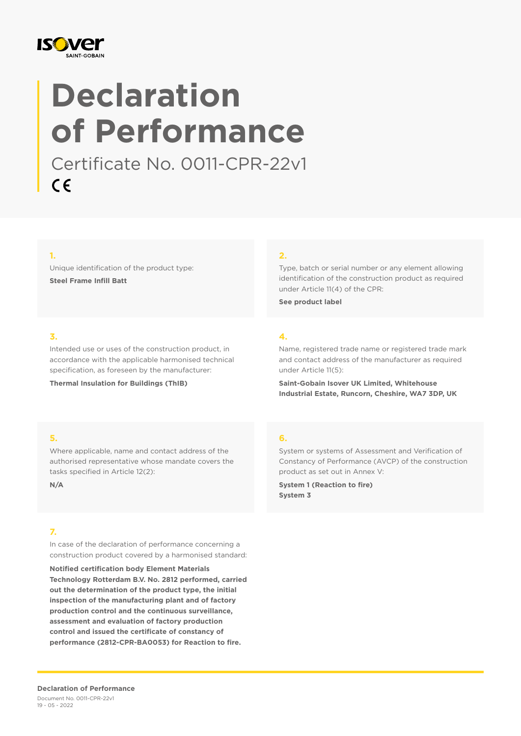# Declaration of Performance

Certificate No. 0011-CPR-22v1

CE

**1.**

Unique identification of the product type:

**Steel Frame Infill Batt**

**2.**

Type, batch or serial number or any element allowing identification of the construction product as required under Article 11(4) of the CPR:

**See product label**

**3.**

Intended use or uses of the construction product, in accordance with the applicable harmonised technical specification, as foreseen by the manufacturer:

**Thermal Insulation for Buildings (ThIB)**

**4.**

Name, registered trade name or registered trade mark and contact address of the manufacturer as required under Article 11(5):

**Saint-Gobain Isover UK Limited, Whitehouse Industrial Estate, Runcorn, Cheshire, WA7 3DP, UK**

**5.**

Where applicable, name and contact address of the authorised representative whose mandate covers the tasks specified in Article 12(2):

**N/A**

**6.**

System or systems of Assessment and Verification of Constancy of Performance (AVCP) of the construction product as set out in Annex V:

**System 1 (Reaction to fire)**
**System 3**

**7.**

In case of the declaration of performance concerning a construction product covered by a harmonised standard:

**Notified certification body Element Materials Technology Rotterdam B.V. No. 2812 performed, carried out the determination of the product type, the initial inspection of the manufacturing plant and of factory production control and the continuous surveillance, assessment and evaluation of factory production control and issued the certificate of constancy of performance (2812-CPR-BA0053) for Reaction to fire.**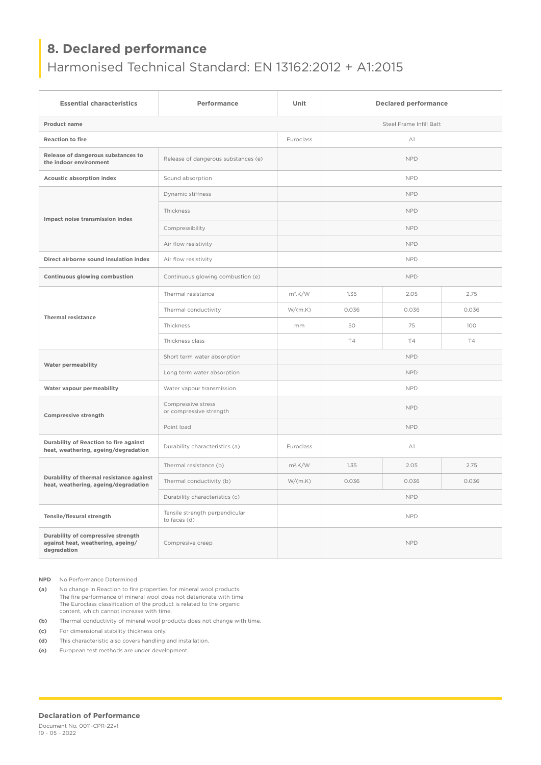## 8. Declared performance

Harmonised Technical Standard: EN 13162:2012 + A1:2015

| Essential characteristics | Performance | Unit | Declared performance | | |
|---|---|---|---|---|---|
| **Product name** | | | Steel Frame Infill Batt | | |
| **Reaction to fire** | | Euroclass | A1 | | |
| **Release of dangerous substances to the indoor environment** | Release of dangerous substances (e) | | NPD | | |
| **Acoustic absorption index** | Sound absorption | | NPD | | |
| **Impact noise transmission index** | Dynamic stiffness | | NPD | | |
| | Thickness | | NPD | | |
| | Compressibility | | NPD | | |
| | Air flow resistivity | | NPD | | |
| **Direct airborne sound insulation index** | Air flow resistivity | | NPD | | |
| **Continuous glowing combustion** | Continuous glowing combustion (e) | | NPD | | |
| **Thermal resistance** | Thermal resistance | $m^2.K/W$ | 1.35 | 2.05 | 2.75 |
| | Thermal conductivity | W/(m.K) | 0.036 | 0.036 | 0.036 |
| | Thickness | mm | 50 | 75 | 100 |
| | Thickness class | | T4 | T4 | T4 |
| **Water permeability** | Short term water absorption | | NPD | | |
| | Long term water absorption | | NPD | | |
| **Water vapour permeability** | Water vapour transmission | | NPD | | |
| **Compressive strength** | Compressive stress or compressive strength | | NPD | | |
| | Point load | | NPD | | |
| **Durability of Reaction to fire against heat, weathering, ageing/degradation** | Durability characteristics (a) | Euroclass | A1 | | |
| **Durability of thermal resistance against heat, weathering, ageing/degradation** | Thermal resistance (b) | $m^2.K/W$ | 1.35 | 2.05 | 2.75 |
| | Thermal conductivity (b) | W/(m.K) | 0.036 | 0.036 | 0.036 |
| | Durability characteristics (c) | | NPD | | |
| **Tensile/flexural strength** | Tensile strength perpendicular to faces (d) | | NPD | | |
| **Durability of compressive strength against heat, weathering, ageing/ degradation** | Compresive creep | | NPD | | |

**NPD** No Performance Determined

**(a)** No change in Reaction to fire properties for mineral wool products. The fire performance of mineral wool does not deteriorate with time. The Euroclass classification of the product is related to the organic content, which cannot increase with time.

**(b)** Thermal conductivity of mineral wool products does not change with time.

**(c)** For dimensional stability thickness only.

**(d)** This characteristic also covers handling and installation.

**(e)** European test methods are under development.

**Declaration of Performance**

Document No. 0011-CPR-22v1

19 - 05 - 2022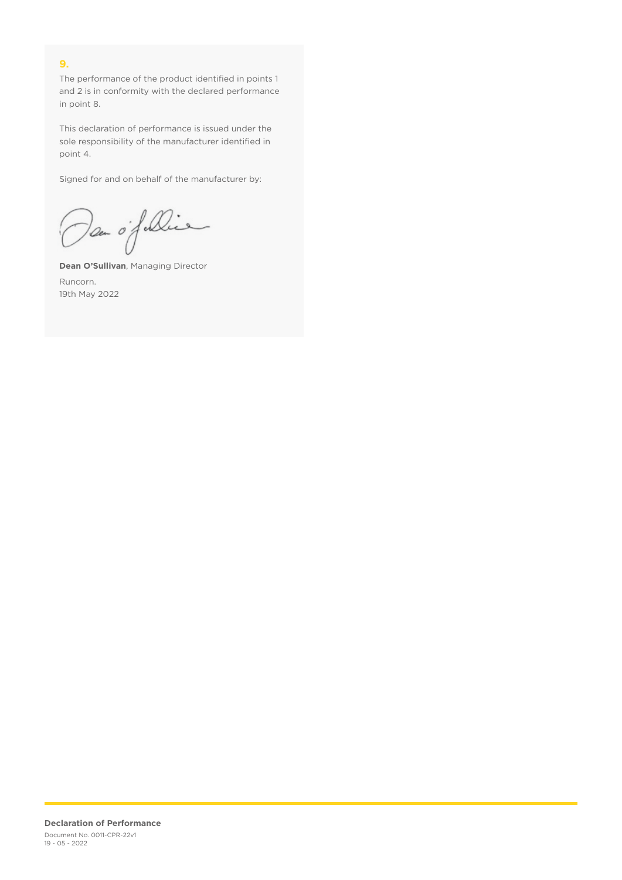## 9.

The performance of the product identified in points 1 and 2 is in conformity with the declared performance in point 8.

This declaration of performance is issued under the sole responsibility of the manufacturer identified in point 4.

Signed for and on behalf of the manufacturer by:

**Dean O'Sullivan**, Managing Director

Runcorn.
19th May 2022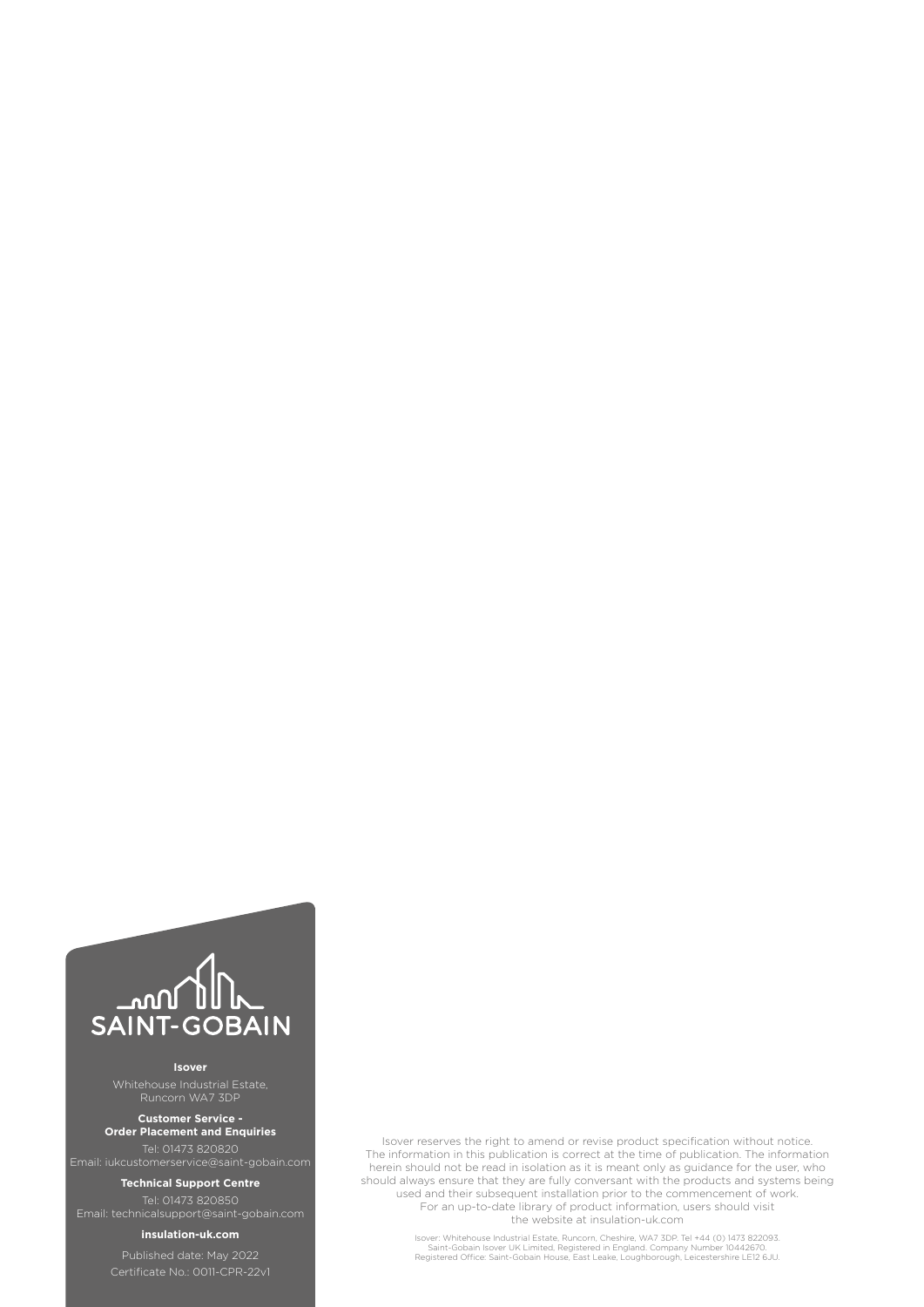SAINT-GOBAIN

**Isover**

Whitehouse Industrial Estate,
Runcorn WA7 3DP

**Customer Service -
Order Placement and Enquiries**

Tel: 01473 820820
Email: iukcustomerservice@saint-gobain.com

**Technical Support Centre**

Tel: 01473 820850
Email: technicalsupport@saint-gobain.com

**insulation-uk.com**

Published date: May 2022
Certificate No.: 0011-CPR-22v1

Isover reserves the right to amend or revise product specification without notice. The information in this publication is correct at the time of publication. The information herein should not be read in isolation as it is meant only as guidance for the user, who should always ensure that they are fully conversant with the products and systems being used and their subsequent installation prior to the commencement of work. For an up-to-date library of product information, users should visit the website at insulation-uk.com

Isover: Whitehouse Industrial Estate, Runcorn, Cheshire, WA7 3DP. Tel +44 (0) 1473 822093.
Saint-Gobain Isover UK Limited, Registered in England. Company Number 10442670.
Registered Office: Saint-Gobain House, East Leake, Loughborough, Leicestershire LE12 6JU.